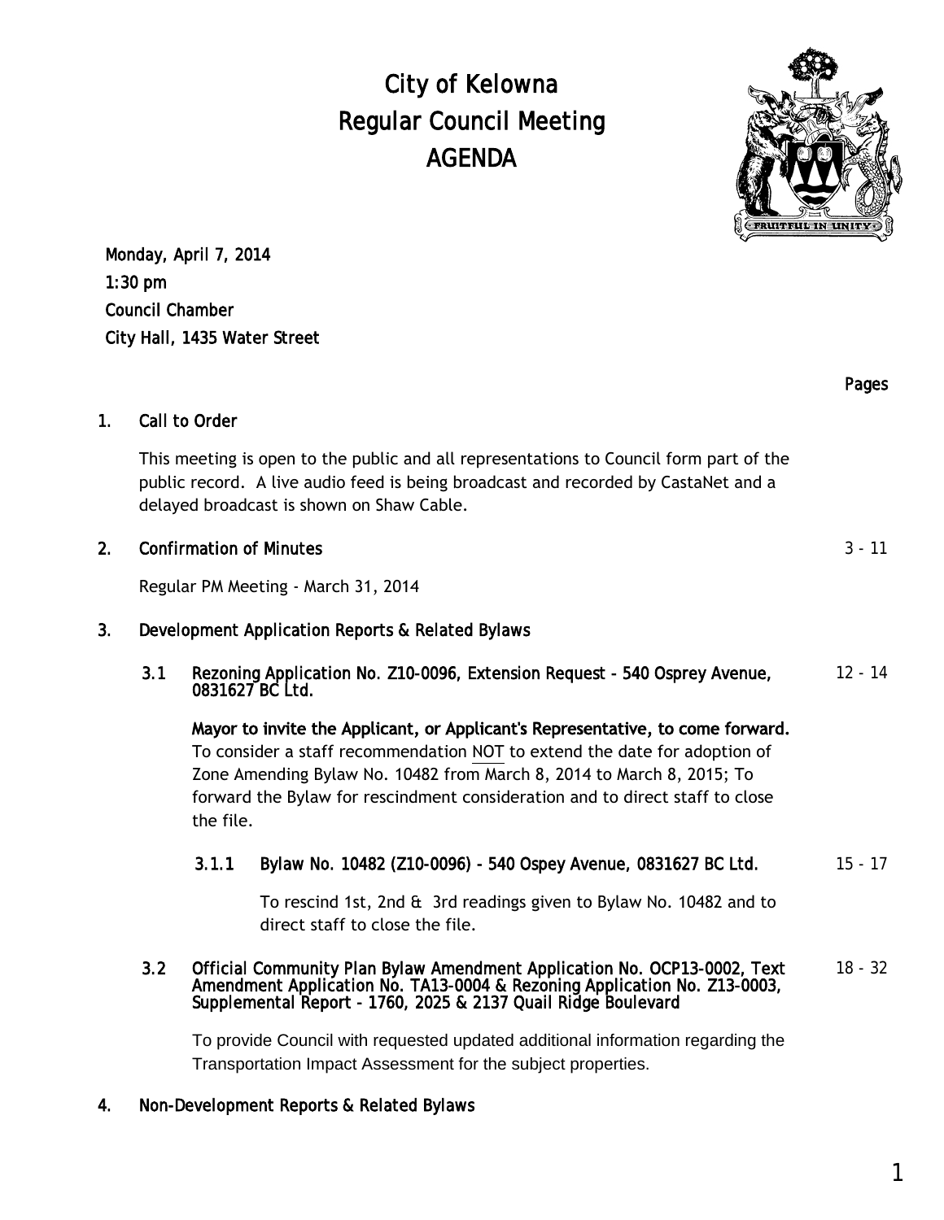# City of Kelowna
# Regular Council Meeting
# AGENDA

Monday, April 7, 2014
1:30 pm
Council Chamber
City Hall, 1435 Water Street

Pages

## 1. Call to Order

This meeting is open to the public and all representations to Council form part of the public record. A live audio feed is being broadcast and recorded by CastaNet and a delayed broadcast is shown on Shaw Cable.

## 2. Confirmation of Minutes — 3 - 11

Regular PM Meeting - March 31, 2014

## 3. Development Application Reports & Related Bylaws

### 3.1 Rezoning Application No. Z10-0096, Extension Request - 540 Osprey Avenue, 0831627 BC Ltd. — 12 - 14

**Mayor to invite the Applicant, or Applicant's Representative, to come forward.**
To consider a staff recommendation NOT to extend the date for adoption of Zone Amending Bylaw No. 10482 from March 8, 2014 to March 8, 2015; To forward the Bylaw for rescindment consideration and to direct staff to close the file.

#### 3.1.1 Bylaw No. 10482 (Z10-0096) - 540 Ospey Avenue, 0831627 BC Ltd. — 15 - 17

To rescind 1st, 2nd & 3rd readings given to Bylaw No. 10482 and to direct staff to close the file.

### 3.2 Official Community Plan Bylaw Amendment Application No. OCP13-0002, Text Amendment Application No. TA13-0004 & Rezoning Application No. Z13-0003, Supplemental Report - 1760, 2025 & 2137 Quail Ridge Boulevard — 18 - 32

To provide Council with requested updated additional information regarding the Transportation Impact Assessment for the subject properties.

## 4. Non-Development Reports & Related Bylaws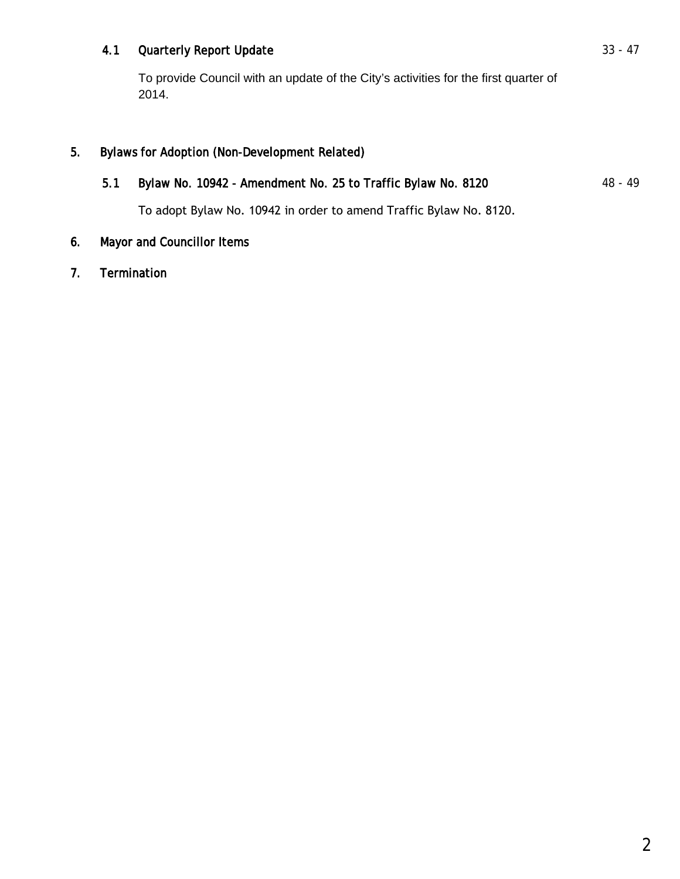### 4.1 Quarterly Report Update 33 - 47

To provide Council with an update of the City's activities for the first quarter of 2014.

## 5. Bylaws for Adoption (Non-Development Related)

### 5.1 Bylaw No. 10942 - Amendment No. 25 to Traffic Bylaw No. 8120 48 - 49

To adopt Bylaw No. 10942 in order to amend Traffic Bylaw No. 8120.

## 6. Mayor and Councillor Items

## 7. Termination